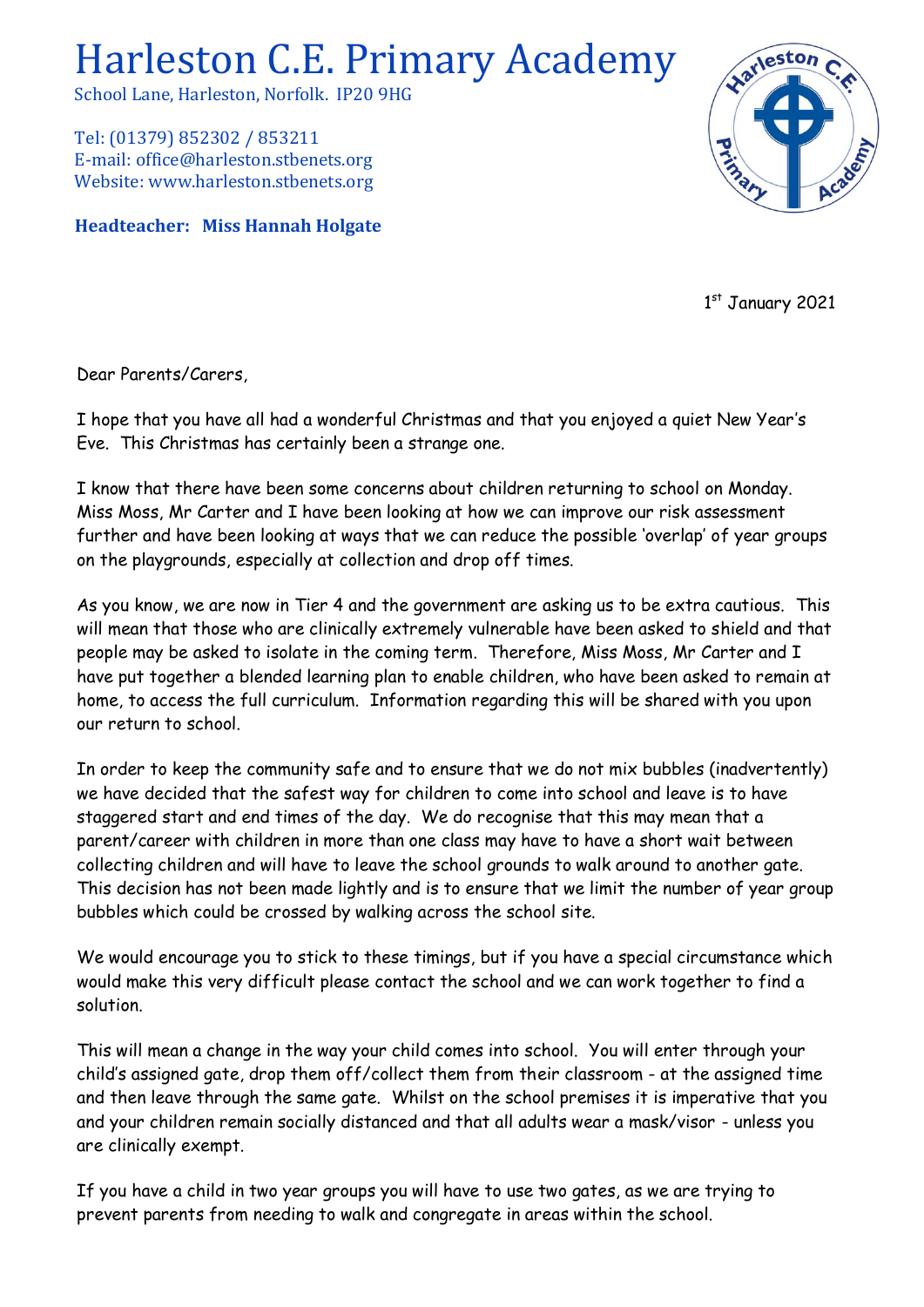# Harleston C.E. Primary Academy

School Lane, Harleston, Norfolk. IP20 9HG

Tel: (01379) 852302 / 853211
E-mail: office@harleston.stbenets.org
Website: www.harleston.stbenets.org

**Headteacher: Miss Hannah Holgate**

1st January 2021

Dear Parents/Carers,

I hope that you have all had a wonderful Christmas and that you enjoyed a quiet New Year's Eve. This Christmas has certainly been a strange one.

I know that there have been some concerns about children returning to school on Monday. Miss Moss, Mr Carter and I have been looking at how we can improve our risk assessment further and have been looking at ways that we can reduce the possible 'overlap' of year groups on the playgrounds, especially at collection and drop off times.

As you know, we are now in Tier 4 and the government are asking us to be extra cautious. This will mean that those who are clinically extremely vulnerable have been asked to shield and that people may be asked to isolate in the coming term. Therefore, Miss Moss, Mr Carter and I have put together a blended learning plan to enable children, who have been asked to remain at home, to access the full curriculum. Information regarding this will be shared with you upon our return to school.

In order to keep the community safe and to ensure that we do not mix bubbles (inadvertently) we have decided that the safest way for children to come into school and leave is to have staggered start and end times of the day. We do recognise that this may mean that a parent/career with children in more than one class may have to have a short wait between collecting children and will have to leave the school grounds to walk around to another gate. This decision has not been made lightly and is to ensure that we limit the number of year group bubbles which could be crossed by walking across the school site.

We would encourage you to stick to these timings, but if you have a special circumstance which would make this very difficult please contact the school and we can work together to find a solution.

This will mean a change in the way your child comes into school. You will enter through your child's assigned gate, drop them off/collect them from their classroom - at the assigned time and then leave through the same gate. Whilst on the school premises it is imperative that you and your children remain socially distanced and that all adults wear a mask/visor - unless you are clinically exempt.

If you have a child in two year groups you will have to use two gates, as we are trying to prevent parents from needing to walk and congregate in areas within the school.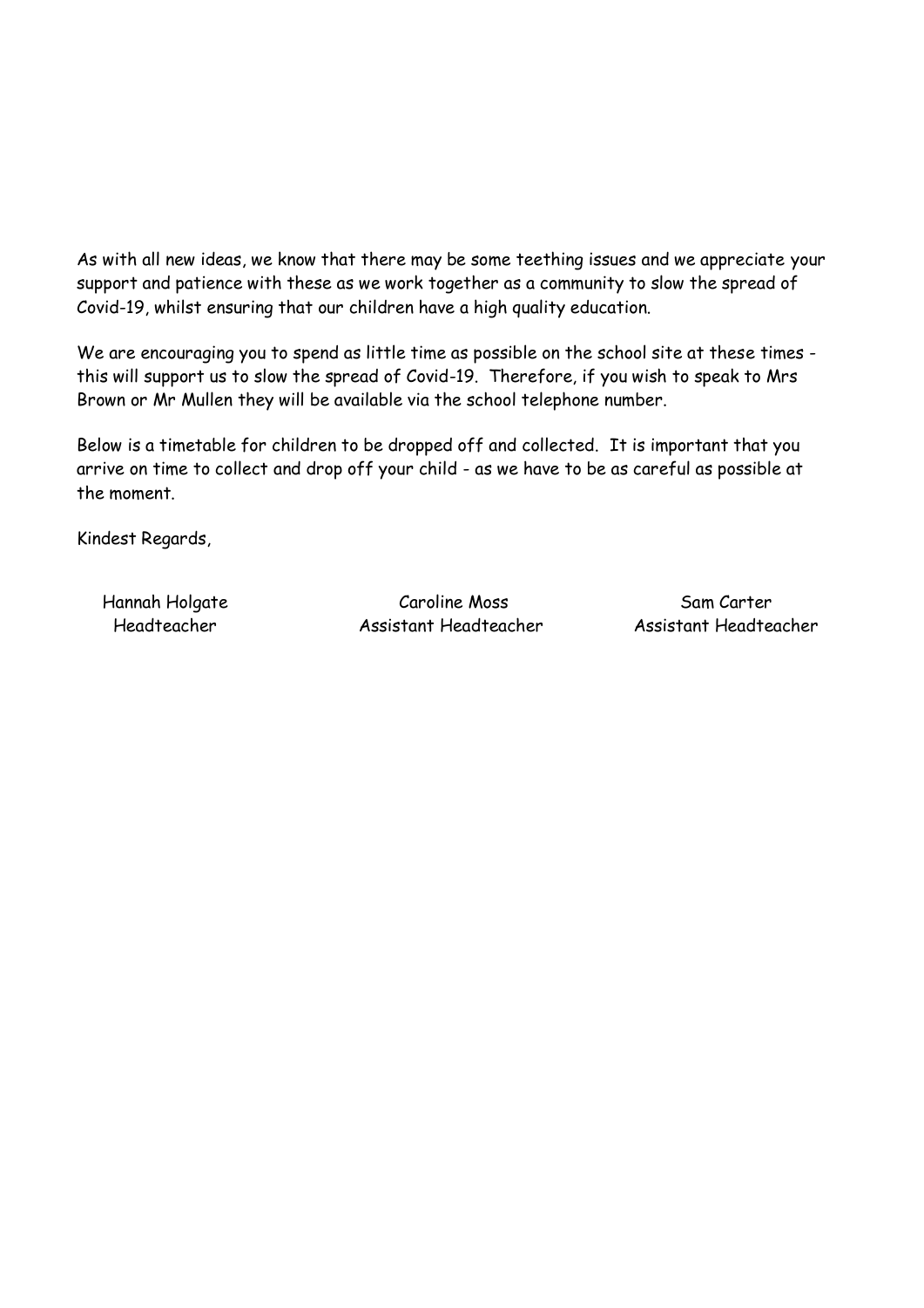As with all new ideas, we know that there may be some teething issues and we appreciate your support and patience with these as we work together as a community to slow the spread of Covid-19, whilst ensuring that our children have a high quality education.

We are encouraging you to spend as little time as possible on the school site at these times - this will support us to slow the spread of Covid-19. Therefore, if you wish to speak to Mrs Brown or Mr Mullen they will be available via the school telephone number.

Below is a timetable for children to be dropped off and collected. It is important that you arrive on time to collect and drop off your child - as we have to be as careful as possible at the moment.

Kindest Regards,

Hannah Holgate
Headteacher

Caroline Moss
Assistant Headteacher

Sam Carter
Assistant Headteacher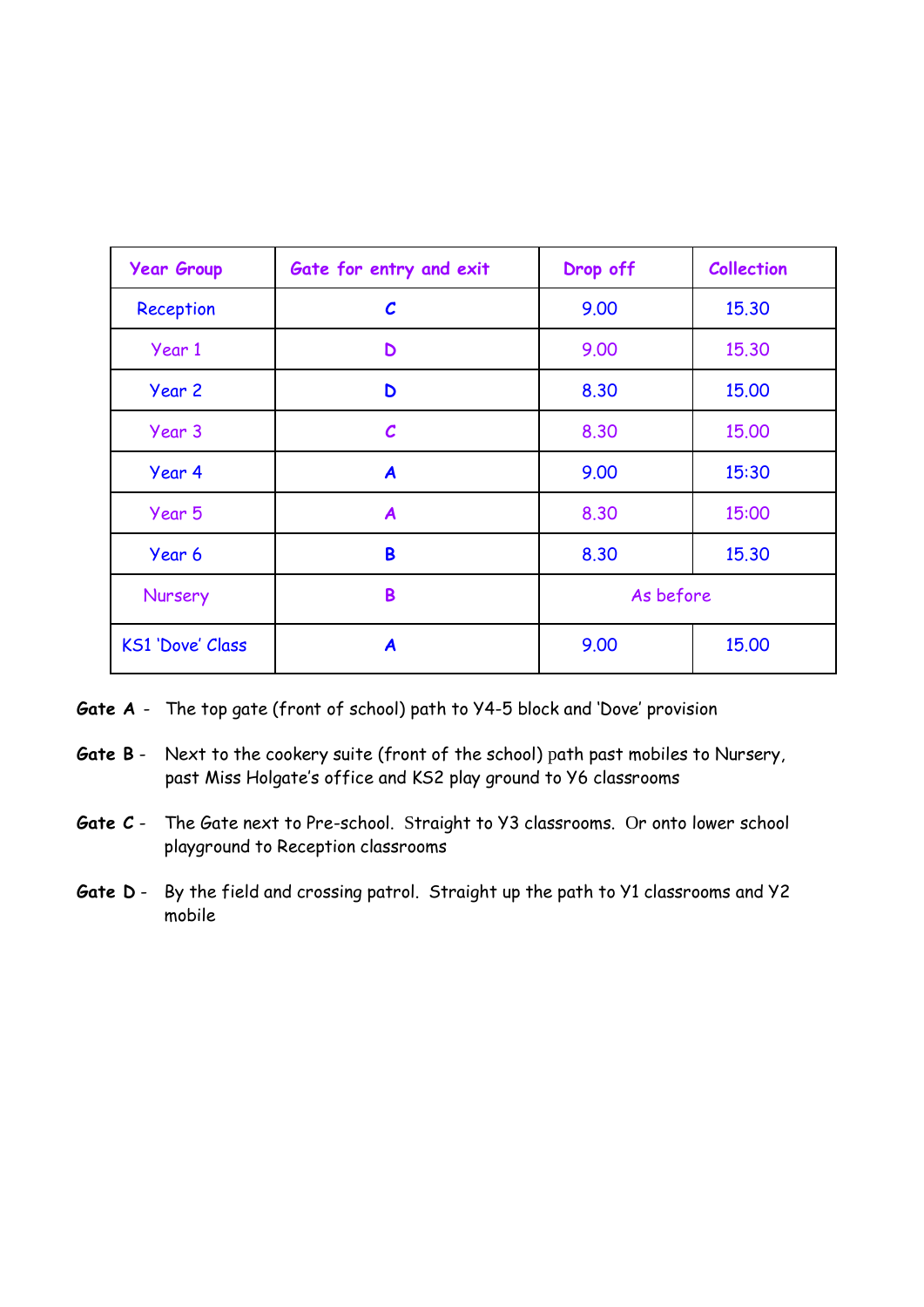| Year Group | Gate for entry and exit | Drop off | Collection |
|---|---|---|---|
| Reception | C | 9.00 | 15.30 |
| Year 1 | D | 9.00 | 15.30 |
| Year 2 | D | 8.30 | 15.00 |
| Year 3 | C | 8.30 | 15.00 |
| Year 4 | A | 9.00 | 15:30 |
| Year 5 | A | 8.30 | 15:00 |
| Year 6 | B | 8.30 | 15.30 |
| Nursery | B | As before | |
| KS1 'Dove' Class | A | 9.00 | 15.00 |

**Gate A** - The top gate (front of school) path to Y4-5 block and 'Dove' provision

**Gate B** - Next to the cookery suite (front of the school) path past mobiles to Nursery, past Miss Holgate's office and KS2 play ground to Y6 classrooms

**Gate C** - The Gate next to Pre-school. Straight to Y3 classrooms. Or onto lower school playground to Reception classrooms

**Gate D** - By the field and crossing patrol. Straight up the path to Y1 classrooms and Y2 mobile